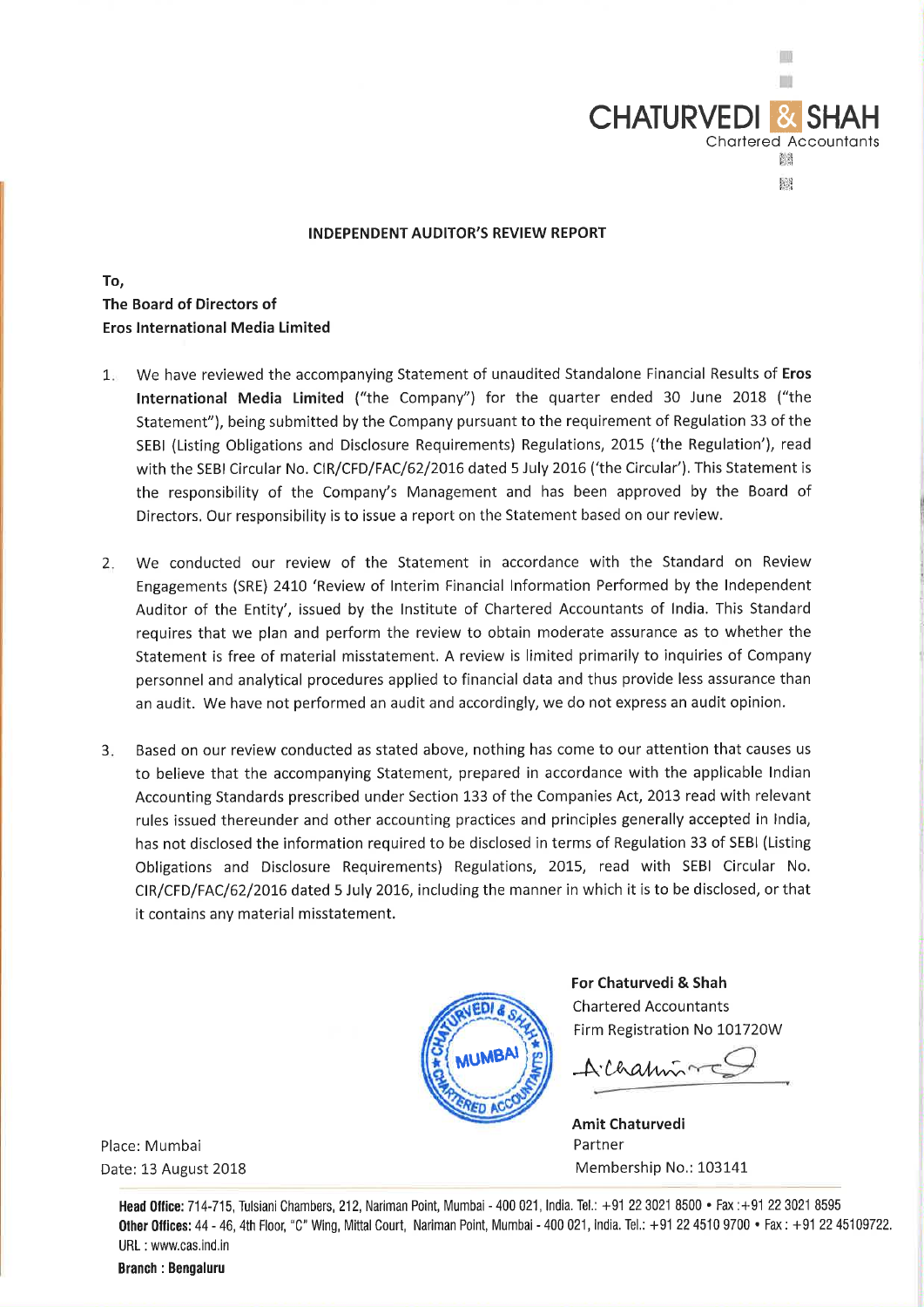CHATURVEDI & SHAH
Chartered Accountants

**INDEPENDENT AUDITOR'S REVIEW REPORT**

**To,**
**The Board of Directors of**
**Eros International Media Limited**

1. We have reviewed the accompanying Statement of unaudited Standalone Financial Results of **Eros International Media Limited** ("the Company") for the quarter ended 30 June 2018 ("the Statement"), being submitted by the Company pursuant to the requirement of Regulation 33 of the SEBI (Listing Obligations and Disclosure Requirements) Regulations, 2015 ('the Regulation'), read with the SEBI Circular No. CIR/CFD/FAC/62/2016 dated 5 July 2016 ('the Circular'). This Statement is the responsibility of the Company's Management and has been approved by the Board of Directors. Our responsibility is to issue a report on the Statement based on our review.

2. We conducted our review of the Statement in accordance with the Standard on Review Engagements (SRE) 2410 'Review of Interim Financial Information Performed by the Independent Auditor of the Entity', issued by the Institute of Chartered Accountants of India. This Standard requires that we plan and perform the review to obtain moderate assurance as to whether the Statement is free of material misstatement. A review is limited primarily to inquiries of Company personnel and analytical procedures applied to financial data and thus provide less assurance than an audit. We have not performed an audit and accordingly, we do not express an audit opinion.

3. Based on our review conducted as stated above, nothing has come to our attention that causes us to believe that the accompanying Statement, prepared in accordance with the applicable Indian Accounting Standards prescribed under Section 133 of the Companies Act, 2013 read with relevant rules issued thereunder and other accounting practices and principles generally accepted in India, has not disclosed the information required to be disclosed in terms of Regulation 33 of SEBI (Listing Obligations and Disclosure Requirements) Regulations, 2015, read with SEBI Circular No. CIR/CFD/FAC/62/2016 dated 5 July 2016, including the manner in which it is to be disclosed, or that it contains any material misstatement.

**For Chaturvedi & Shah**
Chartered Accountants
Firm Registration No 101720W

**Amit Chaturvedi**
Partner
Membership No.: 103141

Place: Mumbai
Date: 13 August 2018

**Head Office:** 714-715, Tulsiani Chambers, 212, Nariman Point, Mumbai - 400 021, India. Tel.: +91 22 3021 8500 • Fax :+91 22 3021 8595
**Other Offices:** 44 - 46, 4th Floor, "C" Wing, Mittal Court, Nariman Point, Mumbai - 400 021, India. Tel.: +91 22 4510 9700 • Fax : +91 22 45109722.
URL : www.cas.ind.in
**Branch : Bengaluru**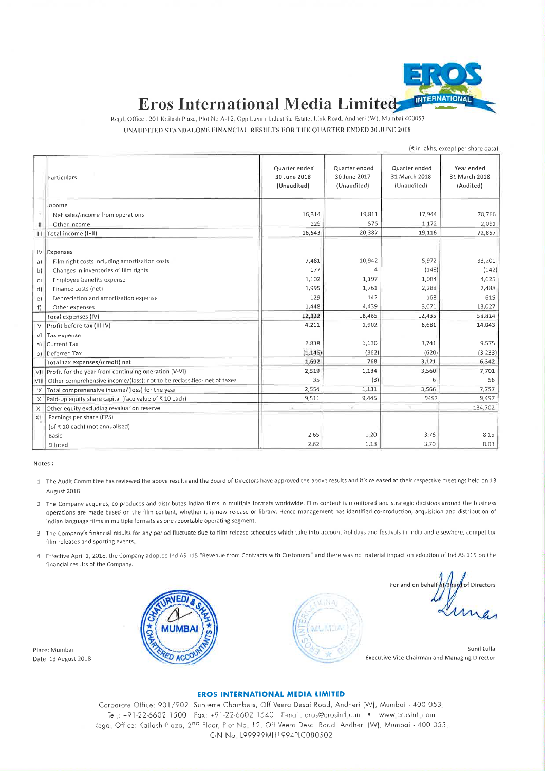# Eros International Media Limited

Regd. Office : 201 Kailash Plaza, Plot No A-12, Opp Laxmi Industrial Estate, Link Road, Andheri (W), Mumbai 400053

UNAUDITED STANDALONE FINANCIAL RESULTS FOR THE QUARTER ENDED 30 JUNE 2018

(₹ in lakhs, except per share data)

| | Particulars | Quarter ended 30 June 2018 (Unaudited) | Quarter ended 30 June 2017 (Unaudited) | Quarter ended 31 March 2018 (Unaudited) | Year ended 31 March 2018 (Audited) |
|---|---|---|---|---|---|
| | Income | | | | |
| I | Net sales/income from operations | 16,314 | 19,811 | 17,944 | 70,766 |
| II | Other income | 229 | 576 | 1,172 | 2,091 |
| III | Total income (I+II) | 16,543 | 20,387 | 19,116 | 72,857 |
| IV | Expenses | | | | |
| a) | Film right costs including amortization costs | 7,481 | 10,942 | 5,972 | 33,201 |
| b) | Changes in inventories of film rights | 177 | 4 | (148) | (142) |
| c) | Employee benefits expense | 1,102 | 1,197 | 1,084 | 4,625 |
| d) | Finance costs (net) | 1,995 | 1,761 | 2,288 | 7,488 |
| e) | Depreciation and amortization expense | 129 | 142 | 168 | 615 |
| f) | Other expenses | 1,448 | 4,439 | 3,071 | 13,027 |
| | Total expenses (IV) | 12,332 | 18,485 | 12,435 | 58,814 |
| V | Profit before tax (III-IV) | 4,211 | 1,902 | 6,681 | 14,043 |
| VI | Tax expense | | | | |
| a) | Current Tax | 2,838 | 1,130 | 3,741 | 9,575 |
| b) | Deferred Tax | (1,146) | (362) | (620) | (3,233) |
| | Total tax expenses/(credit) net | 1,692 | 768 | 3,121 | 6,342 |
| VII | Profit for the year from continuing operation (V-VI) | 2,519 | 1,134 | 3,560 | 7,701 |
| VIII | Other comprehensive income/(loss): not to be reclassified- net of taxes | 35 | (3) | 6 | 56 |
| IX | Total comprehensive income/(loss) for the year | 2,554 | 1,131 | 3,566 | 7,757 |
| X | Paid-up equity share capital (face value of ₹ 10 each) | 9,511 | 9,445 | 9497 | 9,497 |
| XI | Other equity excluding revaluation reserve | - | - | - | 134,702 |
| XII | Earnings per share (EPS) | | | | |
| | (of ₹ 10 each) (not annualised) | | | | |
| | Basic | 2.65 | 1.20 | 3.76 | 8.15 |
| | Diluted | 2.62 | 1.18 | 3.70 | 8.03 |

Notes :

1. The Audit Committee has reviewed the above results and the Board of Directors have approved the above results and it's released at their respective meetings held on 13 August 2018
2. The Company acquires, co-produces and distributes Indian films in multiple formats worldwide. Film content is monitored and strategic decisions around the business operations are made based on the film content, whether it is new release or library. Hence management has identified co-production, acquisition and distribution of Indian language films in multiple formats as one reportable operating segment.
3. The Company's financial results for any period fluctuate due to film release schedules which take into account holidays and festivals in India and elsewhere, competitor film releases and sporting events.
4. Effective April 1, 2018, the Company adopted Ind AS 115 "Revenue from Contracts with Customers" and there was no material impact on adoption of Ind AS 115 on the financial results of the Company.

For and on behalf of Board of Directors

Place: Mumbai
Date: 13 August 2018

Sunil Lulla
Executive Vice Chairman and Managing Director

**EROS INTERNATIONAL MEDIA LIMITED**

Corporate Office: 901/902, Supreme Chambers, Off Veera Desai Road, Andheri (W), Mumbai - 400 053.
Tel.: +91-22-6602 1500 Fax: +91-22-6602 1540 E-mail: eros@erosintl.com • www.erosintl.com
Regd. Office: Kailash Plaza, 2nd Floor, Plot No. 12, Off Veera Desai Road, Andheri (W), Mumbai - 400 053.
CIN No. L99999MH1994PLC080502